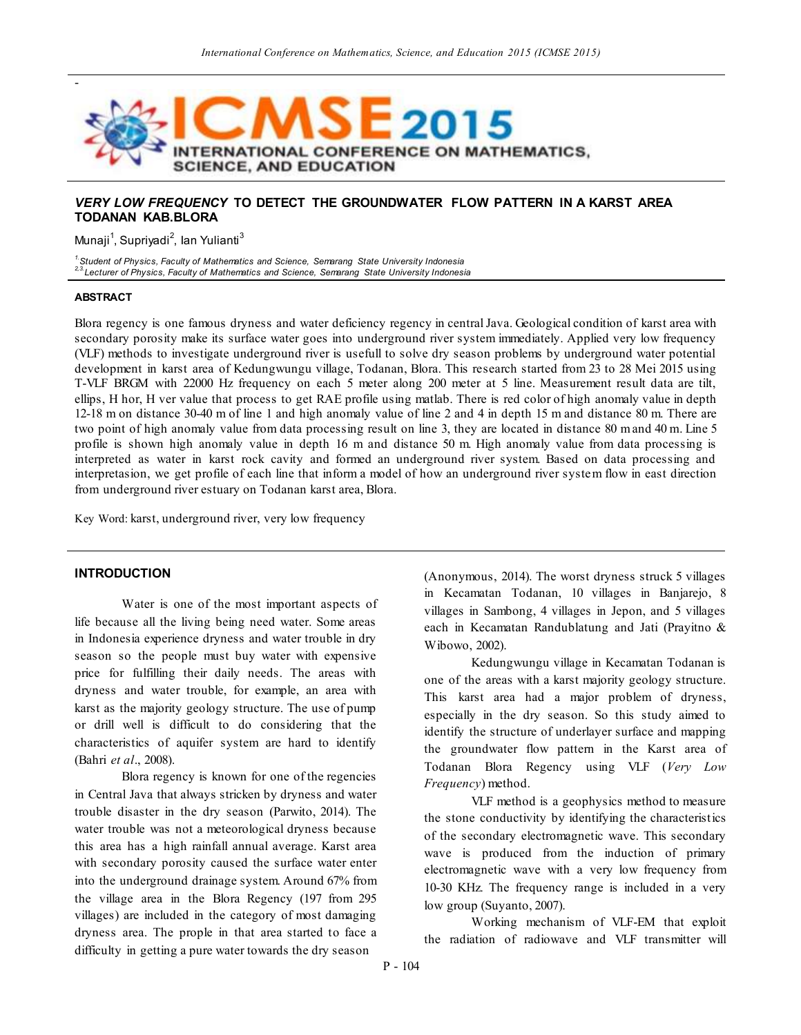# *VERY LOW FREQUENCY* TO DETECT THE GROUNDWATER FLOW PATTERN IN A KARST AREA TODANAN KAB.BLORA

Munaji[1], Supriyadi[2], Ian Yulianti[3]

[1]*Student of Physics, Faculty of Mathematics and Science, Semarang State University Indonesia*
[2,3]*Lecturer of Physics, Faculty of Mathematics and Science, Semarang State University Indonesia*

## ABSTRACT

Blora regency is one famous dryness and water deficiency regency in central Java. Geological condition of karst area with secondary porosity make its surface water goes into underground river system immediately. Applied very low frequency (VLF) methods to investigate underground river is usefull to solve dry season problems by underground water potential development in karst area of Kedungwungu village, Todanan, Blora. This research started from 23 to 28 Mei 2015 using T-VLF BRGM with 22000 Hz frequency on each 5 meter along 200 meter at 5 line. Measurement result data are tilt, ellips, H hor, H ver value that process to get RAE profile using matlab. There is red color of high anomaly value in depth 12-18 m on distance 30-40 m of line 1 and high anomaly value of line 2 and 4 in depth 15 m and distance 80 m. There are two point of high anomaly value from data processing result on line 3, they are located in distance 80 m and 40 m. Line 5 profile is shown high anomaly value in depth 16 m and distance 50 m. High anomaly value from data processing is interpreted as water in karst rock cavity and formed an underground river system. Based on data processing and interpretasion, we get profile of each line that inform a model of how an underground river system flow in east direction from underground river estuary on Todanan karst area, Blora.

Key Word: karst, underground river, very low frequency

## INTRODUCTION

Water is one of the most important aspects of life because all the living being need water. Some areas in Indonesia experience dryness and water trouble in dry season so the people must buy water with expensive price for fulfilling their daily needs. The areas with dryness and water trouble, for example, an area with karst as the majority geology structure. The use of pump or drill well is difficult to do considering that the characteristics of aquifer system are hard to identify (Bahri *et al*., 2008).

Blora regency is known for one of the regencies in Central Java that always stricken by dryness and water trouble disaster in the dry season (Parwito, 2014). The water trouble was not a meteorological dryness because this area has a high rainfall annual average. Karst area with secondary porosity caused the surface water enter into the underground drainage system. Around 67% from the village area in the Blora Regency (197 from 295 villages) are included in the category of most damaging dryness area. The prople in that area started to face a difficulty in getting a pure water towards the dry season (Anonymous, 2014). The worst dryness struck 5 villages in Kecamatan Todanan, 10 villages in Banjarejo, 8 villages in Sambong, 4 villages in Jepon, and 5 villages each in Kecamatan Randublatung and Jati (Prayitno & Wibowo, 2002).

Kedungwungu village in Kecamatan Todanan is one of the areas with a karst majority geology structure. This karst area had a major problem of dryness, especially in the dry season. So this study aimed to identify the structure of underlayer surface and mapping the groundwater flow pattern in the Karst area of Todanan Blora Regency using VLF (*Very Low Frequency*) method.

VLF method is a geophysics method to measure the stone conductivity by identifying the characteristics of the secondary electromagnetic wave. This secondary wave is produced from the induction of primary electromagnetic wave with a very low frequency from 10-30 KHz. The frequency range is included in a very low group (Suyanto, 2007).

Working mechanism of VLF-EM that exploit the radiation of radiowave and VLF transmitter will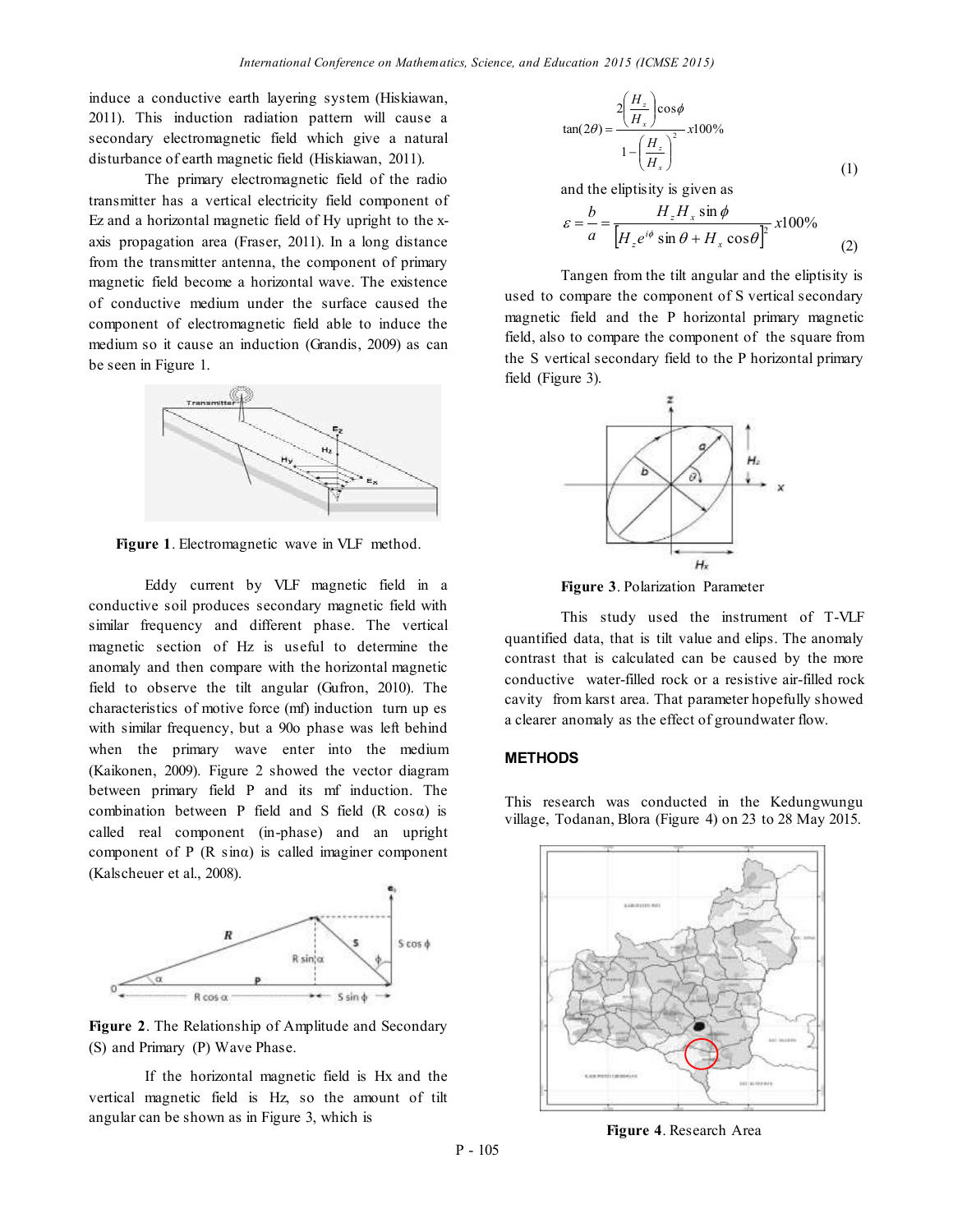induce a conductive earth layering system (Hiskiawan, 2011). This induction radiation pattern will cause a secondary electromagnetic field which give a natural disturbance of earth magnetic field (Hiskiawan, 2011).

The primary electromagnetic field of the radio transmitter has a vertical electricity field component of Ez and a horizontal magnetic field of Hy upright to the x-axis propagation area (Fraser, 2011). In a long distance from the transmitter antenna, the component of primary magnetic field become a horizontal wave. The existence of conductive medium under the surface caused the component of electromagnetic field able to induce the medium so it cause an induction (Grandis, 2009) as can be seen in Figure 1.

**Figure 1**. Electromagnetic wave in VLF method.

Eddy current by VLF magnetic field in a conductive soil produces secondary magnetic field with similar frequency and different phase. The vertical magnetic section of Hz is useful to determine the anomaly and then compare with the horizontal magnetic field to observe the tilt angular (Gufron, 2010). The characteristics of motive force (mf) induction turn up es with similar frequency, but a 90o phase was left behind when the primary wave enter into the medium (Kaikonen, 2009). Figure 2 showed the vector diagram between primary field P and its mf induction. The combination between P field and S field (R cosα) is called real component (in-phase) and an upright component of P (R sinα) is called imaginer component (Kalscheuer et al., 2008).

**Figure 2**. The Relationship of Amplitude and Secondary (S) and Primary (P) Wave Phase.

If the horizontal magnetic field is Hx and the vertical magnetic field is Hz, so the amount of tilt angular can be shown as in Figure 3, which is

$$\tan(2\theta) = \frac{2\left(\frac{H_z}{H_x}\right)\cos\phi}{1-\left(\frac{H_z}{H_x}\right)^2} x100\% \quad (1)$$

and the eliptisity is given as

$$\varepsilon = \frac{b}{a} = \frac{H_z H_x \sin\phi}{\left[H_z e^{i\phi}\sin\theta + H_x \cos\theta\right]^2} x100\% \quad (2)$$

Tangen from the tilt angular and the eliptisity is used to compare the component of S vertical secondary magnetic field and the P horizontal primary magnetic field, also to compare the component of the square from the S vertical secondary field to the P horizontal primary field (Figure 3).

**Figure 3**. Polarization Parameter

This study used the instrument of T-VLF quantified data, that is tilt value and elips. The anomaly contrast that is calculated can be caused by the more conductive water-filled rock or a resistive air-filled rock cavity from karst area. That parameter hopefully showed a clearer anomaly as the effect of groundwater flow.

## METHODS

This research was conducted in the Kedungwungu village, Todanan, Blora (Figure 4) on 23 to 28 May 2015.

**Figure 4**. Research Area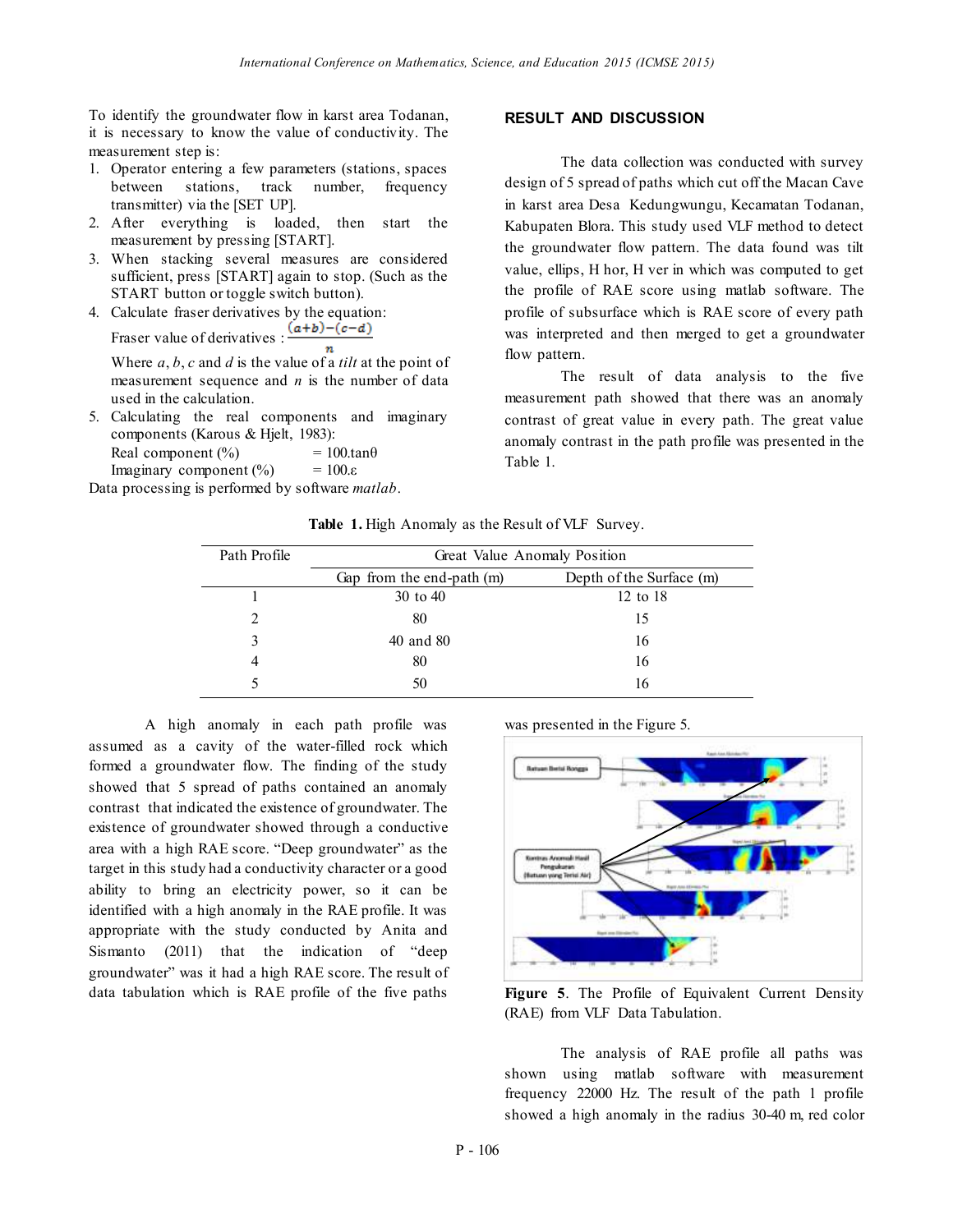To identify the groundwater flow in karst area Todanan, it is necessary to know the value of conductivity. The measurement step is:

1. Operator entering a few parameters (stations, spaces between stations, track number, frequency transmitter) via the [SET UP].
2. After everything is loaded, then start the measurement by pressing [START].
3. When stacking several measures are considered sufficient, press [START] again to stop. (Such as the START button or toggle switch button).
4. Calculate fraser derivatives by the equation:

   Fraser value of derivatives : $\frac{(a+b)-(c-d)}{n}$

   Where *a*, *b*, *c* and *d* is the value of a *tilt* at the point of measurement sequence and *n* is the number of data used in the calculation.
5. Calculating the real components and imaginary components (Karous & Hjelt, 1983):

   Real component (%) $= 100.\tan\theta$

   Imaginary component (%) $= 100.\varepsilon$

Data processing is performed by software *matlab*.

## RESULT AND DISCUSSION

The data collection was conducted with survey design of 5 spread of paths which cut off the Macan Cave in karst area Desa Kedungwungu, Kecamatan Todanan, Kabupaten Blora. This study used VLF method to detect the groundwater flow pattern. The data found was tilt value, ellips, H hor, H ver in which was computed to get the profile of RAE score using matlab software. The profile of subsurface which is RAE score of every path was interpreted and then merged to get a groundwater flow pattern.

The result of data analysis to the five measurement path showed that there was an anomaly contrast of great value in every path. The great value anomaly contrast in the path profile was presented in the Table 1.

**Table 1.** High Anomaly as the Result of VLF Survey.

| Path Profile | Great Value Anomaly Position | |
|---|---|---|
| | Gap from the end-path (m) | Depth of the Surface (m) |
| 1 | 30 to 40 | 12 to 18 |
| 2 | 80 | 15 |
| 3 | 40 and 80 | 16 |
| 4 | 80 | 16 |
| 5 | 50 | 16 |

A high anomaly in each path profile was assumed as a cavity of the water-filled rock which formed a groundwater flow. The finding of the study showed that 5 spread of paths contained an anomaly contrast that indicated the existence of groundwater. The existence of groundwater showed through a conductive area with a high RAE score. "Deep groundwater" as the target in this study had a conductivity character or a good ability to bring an electricity power, so it can be identified with a high anomaly in the RAE profile. It was appropriate with the study conducted by Anita and Sismanto (2011) that the indication of "deep groundwater" was it had a high RAE score. The result of data tabulation which is RAE profile of the five paths was presented in the Figure 5.

**Figure 5**. The Profile of Equivalent Current Density (RAE) from VLF Data Tabulation.

The analysis of RAE profile all paths was shown using matlab software with measurement frequency 22000 Hz. The result of the path 1 profile showed a high anomaly in the radius 30-40 m, red color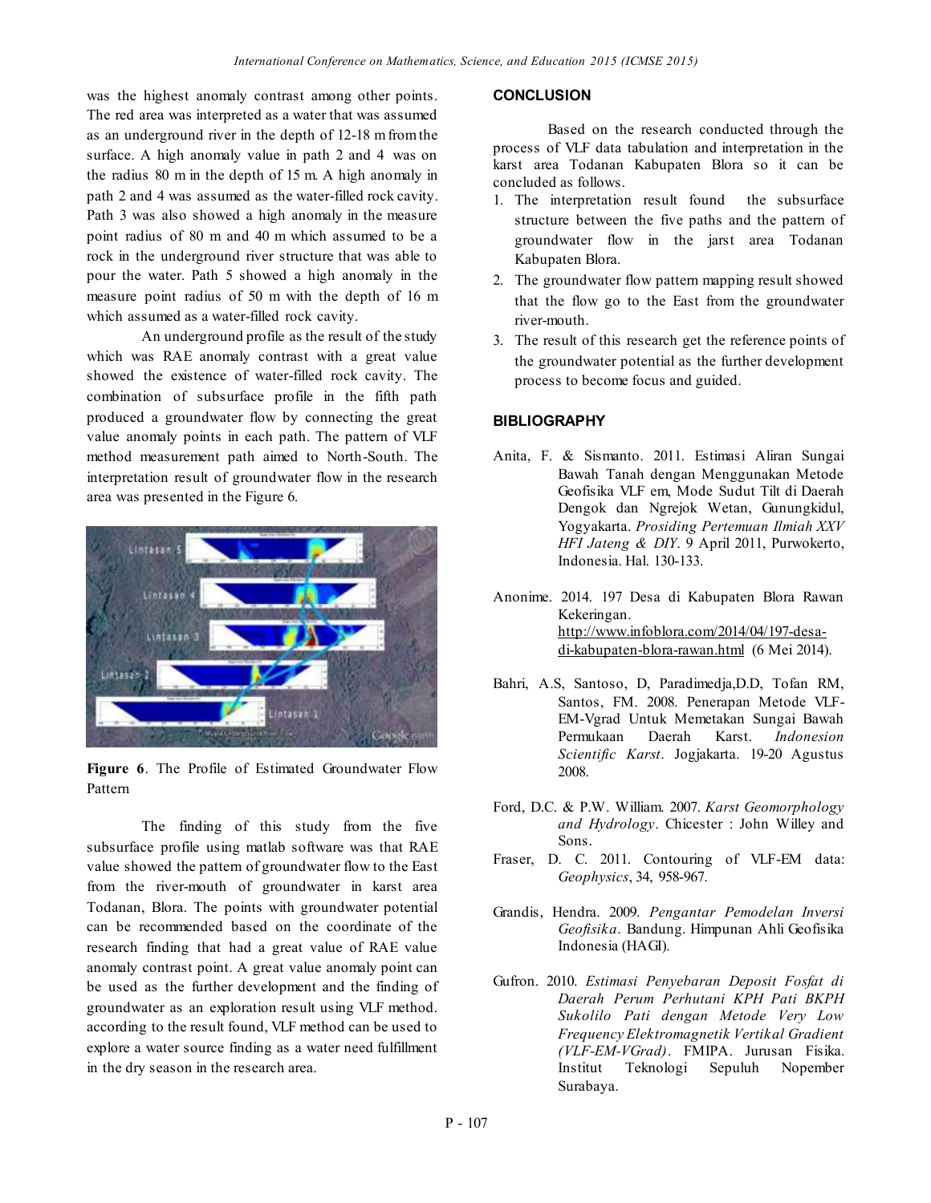was the highest anomaly contrast among other points. The red area was interpreted as a water that was assumed as an underground river in the depth of 12-18 m from the surface. A high anomaly value in path 2 and 4 was on the radius 80 m in the depth of 15 m. A high anomaly in path 2 and 4 was assumed as the water-filled rock cavity. Path 3 was also showed a high anomaly in the measure point radius of 80 m and 40 m which assumed to be a rock in the underground river structure that was able to pour the water. Path 5 showed a high anomaly in the measure point radius of 50 m with the depth of 16 m which assumed as a water-filled rock cavity.

An underground profile as the result of the study which was RAE anomaly contrast with a great value showed the existence of water-filled rock cavity. The combination of subsurface profile in the fifth path produced a groundwater flow by connecting the great value anomaly points in each path. The pattern of VLF method measurement path aimed to North-South. The interpretation result of groundwater flow in the research area was presented in the Figure 6.

**Figure 6**. The Profile of Estimated Groundwater Flow Pattern

The finding of this study from the five subsurface profile using matlab software was that RAE value showed the pattern of groundwater flow to the East from the river-mouth of groundwater in karst area Todanan, Blora. The points with groundwater potential can be recommended based on the coordinate of the research finding that had a great value of RAE value anomaly contrast point. A great value anomaly point can be used as the further development and the finding of groundwater as an exploration result using VLF method. according to the result found, VLF method can be used to explore a water source finding as a water need fulfillment in the dry season in the research area.

## CONCLUSION

Based on the research conducted through the process of VLF data tabulation and interpretation in the karst area Todanan Kabupaten Blora so it can be concluded as follows.

1. The interpretation result found the subsurface structure between the five paths and the pattern of groundwater flow in the jarst area Todanan Kabupaten Blora.
2. The groundwater flow pattern mapping result showed that the flow go to the East from the groundwater river-mouth.
3. The result of this research get the reference points of the groundwater potential as the further development process to become focus and guided.

## BIBLIOGRAPHY

Anita, F. & Sismanto. 2011. Estimasi Aliran Sungai Bawah Tanah dengan Menggunakan Metode Geofisika VLF em, Mode Sudut Tilt di Daerah Dengok dan Ngrejok Wetan, Gunungkidul, Yogyakarta. *Prosiding Pertemuan Ilmiah XXV HFI Jateng & DIY*. 9 April 2011, Purwokerto, Indonesia. Hal. 130-133.

Anonime. 2014. 197 Desa di Kabupaten Blora Rawan Kekeringan. http://www.infoblora.com/2014/04/197-desa-di-kabupaten-blora-rawan.html (6 Mei 2014).

Bahri, A.S, Santoso, D, Paradimedja,D.D, Tofan RM, Santos, FM. 2008. Penerapan Metode VLF-EM-Vgrad Untuk Memetakan Sungai Bawah Permukaan Daerah Karst. *Indonesion Scientific Karst*. Jogjakarta. 19-20 Agustus 2008.

Ford, D.C. & P.W. William. 2007. *Karst Geomorphology and Hydrology*. Chicester : John Willey and Sons.

Fraser, D. C. 2011. Contouring of VLF-EM data: *Geophysics*, 34, 958-967.

Grandis, Hendra. 2009. *Pengantar Pemodelan Inversi Geofisika*. Bandung. Himpunan Ahli Geofisika Indonesia (HAGI).

Gufron. 2010. *Estimasi Penyebaran Deposit Fosfat di Daerah Perum Perhutani KPH Pati BKPH Sukolilo Pati dengan Metode Very Low Frequency Elektromagnetik Vertikal Gradient (VLF-EM-VGrad)*. FMIPA. Jurusan Fisika. Institut Teknologi Sepuluh Nopember Surabaya.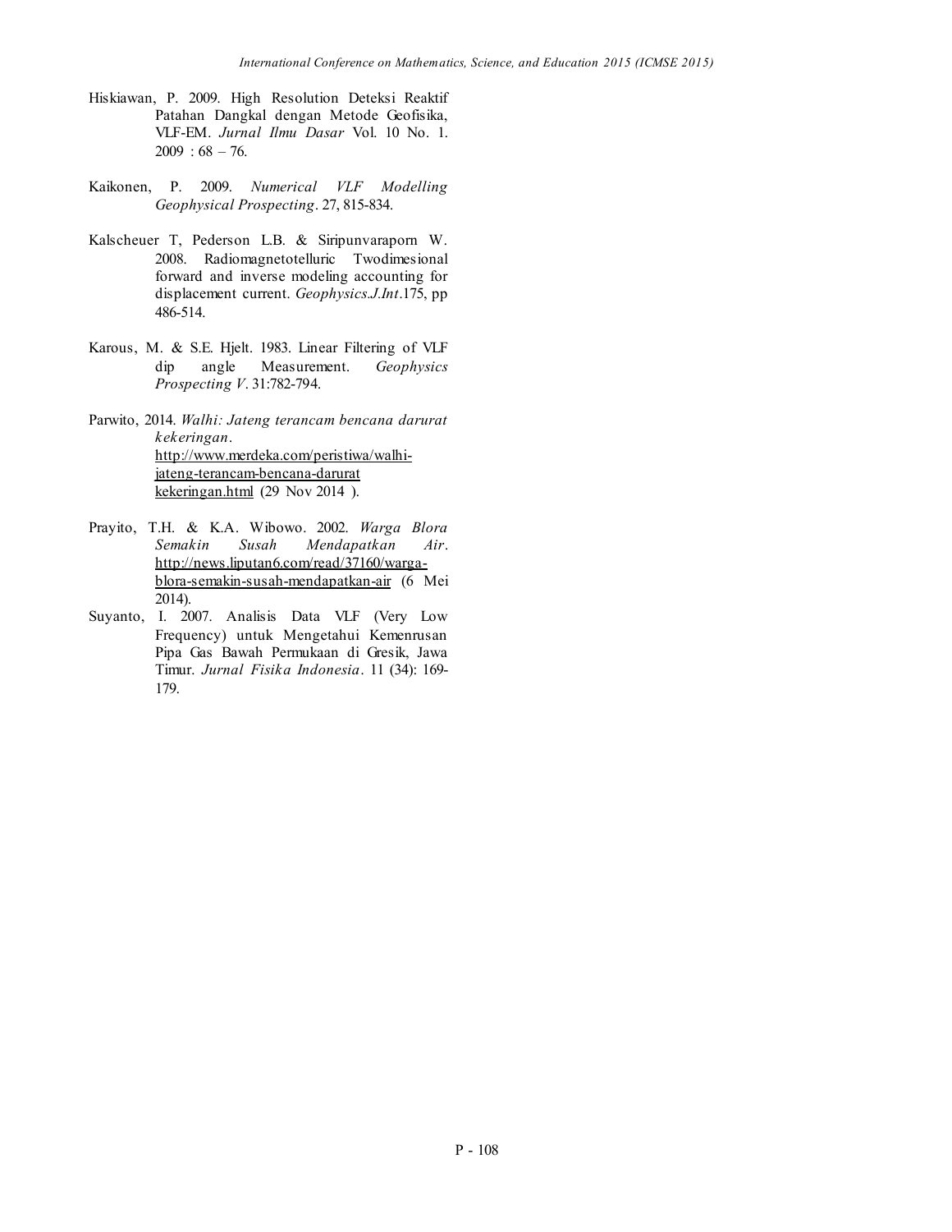Hiskiawan, P. 2009. High Resolution Deteksi Reaktif Patahan Dangkal dengan Metode Geofisika, VLF-EM. *Jurnal Ilmu Dasar* Vol. 10 No. 1. 2009 : 68 – 76.

Kaikonen, P. 2009. *Numerical VLF Modelling Geophysical Prospecting*. 27, 815-834.

Kalscheuer T, Pederson L.B. & Siripunvaraporn W. 2008. Radiomagnetotelluric Twodimesional forward and inverse modeling accounting for displacement current. *Geophysics.J.Int*.175, pp 486-514.

Karous, M. & S.E. Hjelt. 1983. Linear Filtering of VLF dip angle Measurement. *Geophysics Prospecting V*. 31:782-794.

Parwito, 2014. *Walhi: Jateng terancam bencana darurat kekeringan*. http://www.merdeka.com/peristiwa/walhi-jateng-terancam-bencana-darurat kekeringan.html (29 Nov 2014 ).

Prayito, T.H. & K.A. Wibowo. 2002. *Warga Blora Semakin Susah Mendapatkan Air*. http://news.liputan6.com/read/37160/warga-blora-semakin-susah-mendapatkan-air (6 Mei 2014).

Suyanto, I. 2007. Analisis Data VLF (Very Low Frequency) untuk Mengetahui Kemenrusan Pipa Gas Bawah Permukaan di Gresik, Jawa Timur. *Jurnal Fisika Indonesia*. 11 (34): 169-179.